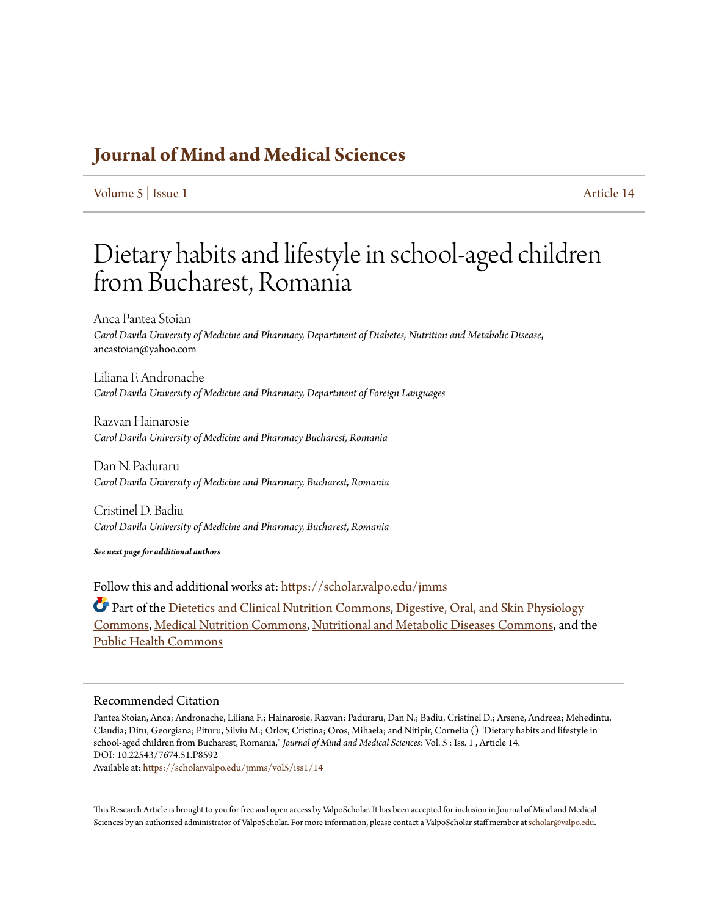# Journal of Mind and Medical Sciences

Volume 5 | Issue 1 Article 14

# Dietary habits and lifestyle in school-aged children from Bucharest, Romania

Anca Pantea Stoian
*Carol Davila University of Medicine and Pharmacy, Department of Diabetes, Nutrition and Metabolic Disease,*
ancastoian@yahoo.com

Liliana F. Andronache
*Carol Davila University of Medicine and Pharmacy, Department of Foreign Languages*

Razvan Hainarosie
*Carol Davila University of Medicine and Pharmacy Bucharest, Romania*

Dan N. Paduraru
*Carol Davila University of Medicine and Pharmacy, Bucharest, Romania*

Cristinel D. Badiu
*Carol Davila University of Medicine and Pharmacy, Bucharest, Romania*

***See next page for additional authors***

Follow this and additional works at: https://scholar.valpo.edu/jmms

Part of the Dietetics and Clinical Nutrition Commons, Digestive, Oral, and Skin Physiology Commons, Medical Nutrition Commons, Nutritional and Metabolic Diseases Commons, and the Public Health Commons

## Recommended Citation

Pantea Stoian, Anca; Andronache, Liliana F.; Hainarosie, Razvan; Paduraru, Dan N.; Badiu, Cristinel D.; Arsene, Andreea; Mehedintu, Claudia; Ditu, Georgiana; Pituru, Silviu M.; Orlov, Cristina; Oros, Mihaela; and Nitipir, Cornelia () "Dietary habits and lifestyle in school-aged children from Bucharest, Romania," *Journal of Mind and Medical Sciences*: Vol. 5 : Iss. 1 , Article 14.
DOI: 10.22543/7674.51.P8592
Available at: https://scholar.valpo.edu/jmms/vol5/iss1/14

This Research Article is brought to you for free and open access by ValpoScholar. It has been accepted for inclusion in Journal of Mind and Medical Sciences by an authorized administrator of ValpoScholar. For more information, please contact a ValpoScholar staff member at scholar@valpo.edu.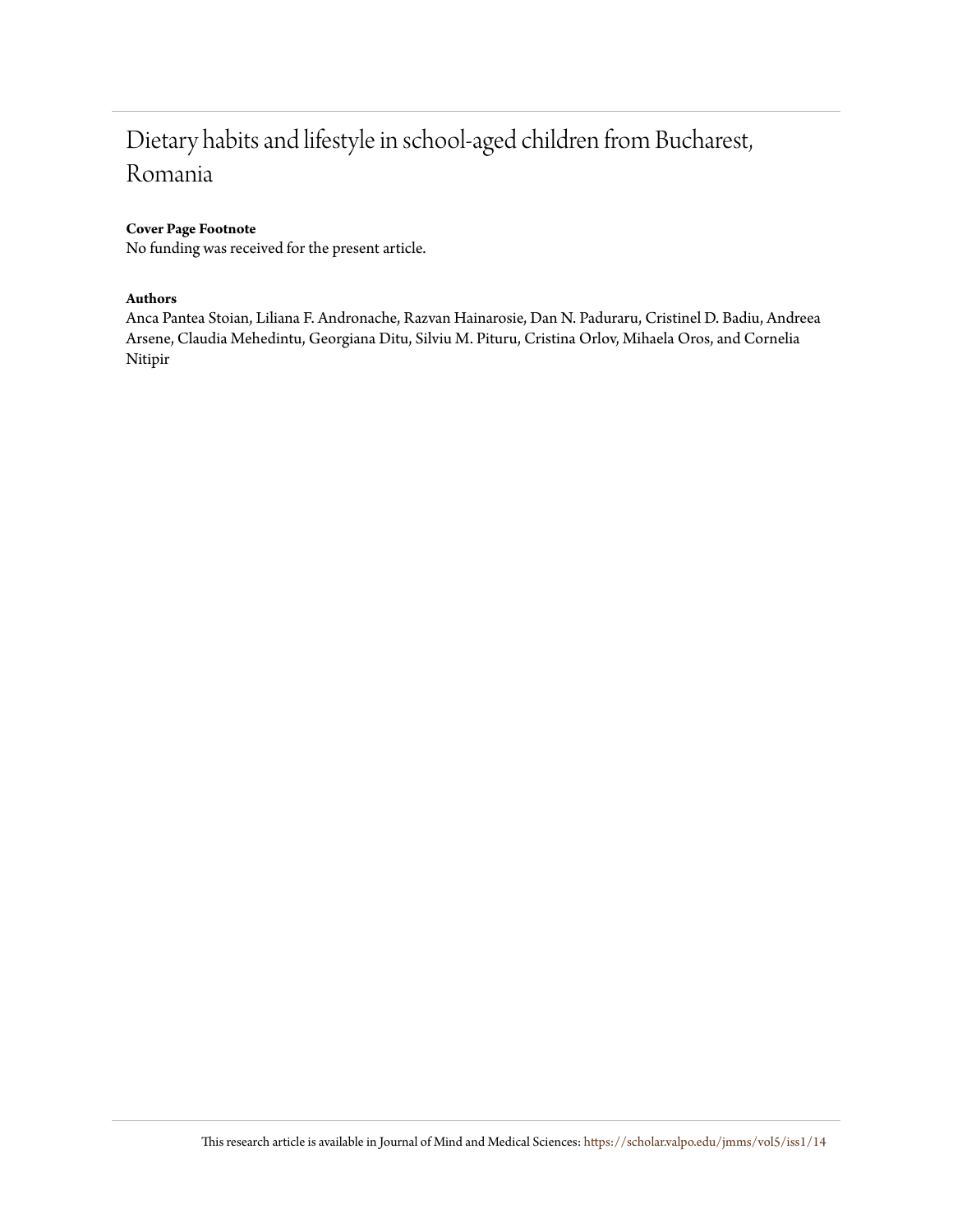# Dietary habits and lifestyle in school-aged children from Bucharest, Romania

**Cover Page Footnote**

No funding was received for the present article.

**Authors**

Anca Pantea Stoian, Liliana F. Andronache, Razvan Hainarosie, Dan N. Paduraru, Cristinel D. Badiu, Andreea Arsene, Claudia Mehedintu, Georgiana Ditu, Silviu M. Pituru, Cristina Orlov, Mihaela Oros, and Cornelia Nitipir

This research article is available in Journal of Mind and Medical Sciences: https://scholar.valpo.edu/jmms/vol5/iss1/14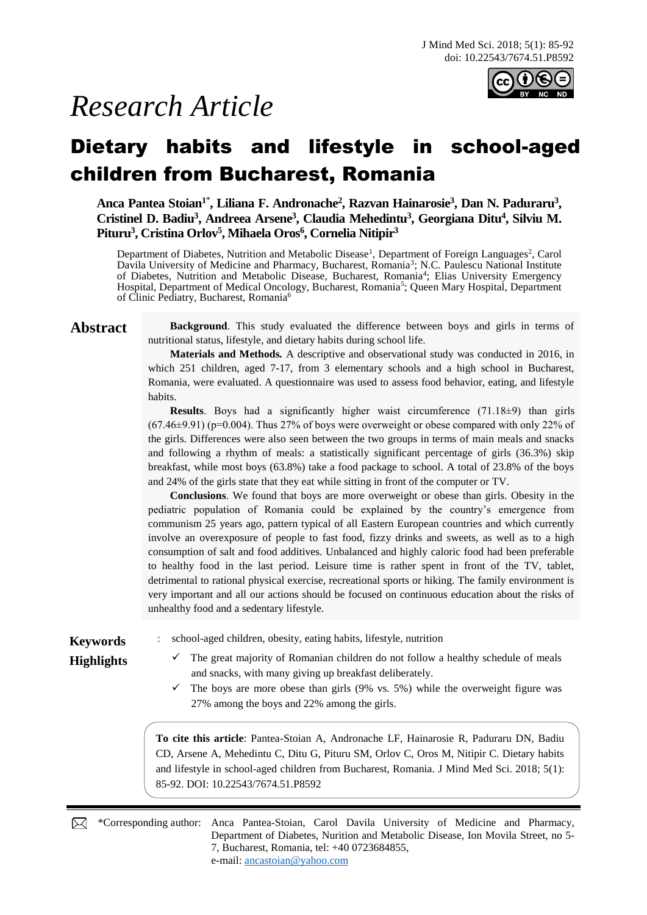# *Research Article*

# Dietary habits and lifestyle in school-aged children from Bucharest, Romania

**Anca Pantea Stoian[1*], Liliana F. Andronache[2], Razvan Hainarosie[3], Dan N. Paduraru[3], Cristinel D. Badiu[3], Andreea Arsene[3], Claudia Mehedintu[3], Georgiana Ditu[4], Silviu M. Pituru[3], Cristina Orlov[5], Mihaela Oros[6], Cornelia Nitipir[3]**

Department of Diabetes, Nutrition and Metabolic Disease[1], Department of Foreign Languages[2], Carol Davila University of Medicine and Pharmacy, Bucharest, Romania[3]; N.C. Paulescu National Institute of Diabetes, Nutrition and Metabolic Disease, Bucharest, Romania[4]; Elias University Emergency Hospital, Department of Medical Oncology, Bucharest, Romania[5]; Queen Mary Hospital, Department of Clinic Pediatry, Bucharest, Romania[6]

## Abstract

**Background**. This study evaluated the difference between boys and girls in terms of nutritional status, lifestyle, and dietary habits during school life.

**Materials and Methods.** A descriptive and observational study was conducted in 2016, in which 251 children, aged 7-17, from 3 elementary schools and a high school in Bucharest, Romania, were evaluated. A questionnaire was used to assess food behavior, eating, and lifestyle habits.

**Results**. Boys had a significantly higher waist circumference (71.18±9) than girls (67.46±9.91) (p=0.004). Thus 27% of boys were overweight or obese compared with only 22% of the girls. Differences were also seen between the two groups in terms of main meals and snacks and following a rhythm of meals: a statistically significant percentage of girls (36.3%) skip breakfast, while most boys (63.8%) take a food package to school. A total of 23.8% of the boys and 24% of the girls state that they eat while sitting in front of the computer or TV.

**Conclusions**. We found that boys are more overweight or obese than girls. Obesity in the pediatric population of Romania could be explained by the country's emergence from communism 25 years ago, pattern typical of all Eastern European countries and which currently involve an overexposure of people to fast food, fizzy drinks and sweets, as well as to a high consumption of salt and food additives. Unbalanced and highly caloric food had been preferable to healthy food in the last period. Leisure time is rather spent in front of the TV, tablet, detrimental to rational physical exercise, recreational sports or hiking. The family environment is very important and all our actions should be focused on continuous education about the risks of unhealthy food and a sedentary lifestyle.

**Keywords** : school-aged children, obesity, eating habits, lifestyle, nutrition

**Highlights**

- ✓ The great majority of Romanian children do not follow a healthy schedule of meals and snacks, with many giving up breakfast deliberately.
- ✓ The boys are more obese than girls (9% vs. 5%) while the overweight figure was 27% among the boys and 22% among the girls.

**To cite this article**: Pantea-Stoian A, Andronache LF, Hainarosie R, Paduraru DN, Badiu CD, Arsene A, Mehedintu C, Ditu G, Pituru SM, Orlov C, Oros M, Nitipir C. Dietary habits and lifestyle in school-aged children from Bucharest, Romania. J Mind Med Sci. 2018; 5(1): 85-92. DOI: 10.22543/7674.51.P8592

*Corresponding author: Anca Pantea-Stoian, Carol Davila University of Medicine and Pharmacy, Department of Diabetes, Nurition and Metabolic Disease, Ion Movila Street, no 5-7, Bucharest, Romania, tel: +40 0723684855, e-mail: ancastoian@yahoo.com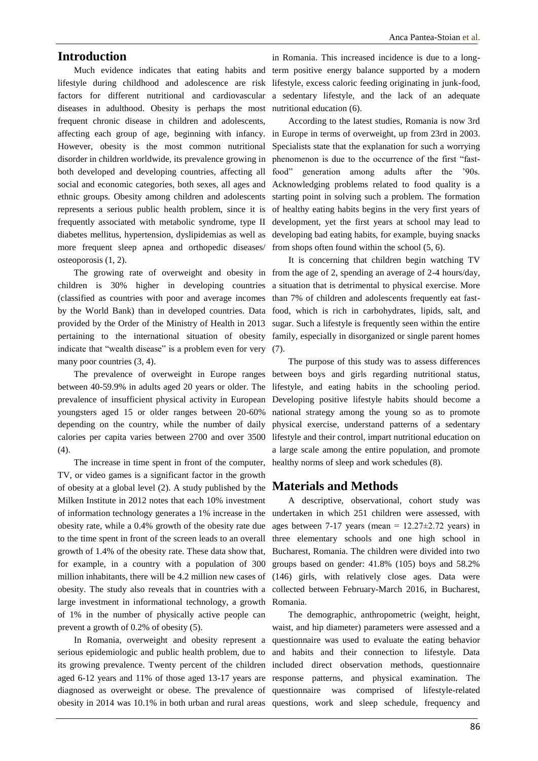## Introduction

Much evidence indicates that eating habits and lifestyle during childhood and adolescence are risk factors for different nutritional and cardiovascular diseases in adulthood. Obesity is perhaps the most frequent chronic disease in children and adolescents, affecting each group of age, beginning with infancy. However, obesity is the most common nutritional disorder in children worldwide, its prevalence growing in both developed and developing countries, affecting all social and economic categories, both sexes, all ages and ethnic groups. Obesity among children and adolescents represents a serious public health problem, since it is frequently associated with metabolic syndrome, type II diabetes mellitus, hypertension, dyslipidemias as well as more frequent sleep apnea and orthopedic diseases/ osteoporosis (1, 2).

The growing rate of overweight and obesity in children is 30% higher in developing countries (classified as countries with poor and average incomes by the World Bank) than in developed countries. Data provided by the Order of the Ministry of Health in 2013 pertaining to the international situation of obesity indicate that "wealth disease" is a problem even for very many poor countries (3, 4).

The prevalence of overweight in Europe ranges between 40-59.9% in adults aged 20 years or older. The prevalence of insufficient physical activity in European youngsters aged 15 or older ranges between 20-60% depending on the country, while the number of daily calories per capita varies between 2700 and over 3500 (4).

The increase in time spent in front of the computer, TV, or video games is a significant factor in the growth of obesity at a global level (2). A study published by the Milken Institute in 2012 notes that each 10% investment of information technology generates a 1% increase in the obesity rate, while a 0.4% growth of the obesity rate due to the time spent in front of the screen leads to an overall growth of 1.4% of the obesity rate. These data show that, for example, in a country with a population of 300 million inhabitants, there will be 4.2 million new cases of obesity. The study also reveals that in countries with a large investment in informational technology, a growth of 1% in the number of physically active people can prevent a growth of 0.2% of obesity (5).

In Romania, overweight and obesity represent a serious epidemiologic and public health problem, due to its growing prevalence. Twenty percent of the children aged 6-12 years and 11% of those aged 13-17 years are diagnosed as overweight or obese. The prevalence of obesity in 2014 was 10.1% in both urban and rural areas in Romania. This increased incidence is due to a long-term positive energy balance supported by a modern lifestyle, excess caloric feeding originating in junk-food, a sedentary lifestyle, and the lack of an adequate nutritional education (6).

According to the latest studies, Romania is now 3rd in Europe in terms of overweight, up from 23rd in 2003. Specialists state that the explanation for such a worrying phenomenon is due to the occurrence of the first "fast-food" generation among adults after the '90s. Acknowledging problems related to food quality is a starting point in solving such a problem. The formation of healthy eating habits begins in the very first years of development, yet the first years at school may lead to developing bad eating habits, for example, buying snacks from shops often found within the school (5, 6).

It is concerning that children begin watching TV from the age of 2, spending an average of 2-4 hours/day, a situation that is detrimental to physical exercise. More than 7% of children and adolescents frequently eat fast-food, which is rich in carbohydrates, lipids, salt, and sugar. Such a lifestyle is frequently seen within the entire family, especially in disorganized or single parent homes (7).

The purpose of this study was to assess differences between boys and girls regarding nutritional status, lifestyle, and eating habits in the schooling period. Developing positive lifestyle habits should become a national strategy among the young so as to promote physical exercise, understand patterns of a sedentary lifestyle and their control, impart nutritional education on a large scale among the entire population, and promote healthy norms of sleep and work schedules (8).

## Materials and Methods

A descriptive, observational, cohort study was undertaken in which 251 children were assessed, with ages between 7-17 years (mean = 12.27±2.72 years) in three elementary schools and one high school in Bucharest, Romania. The children were divided into two groups based on gender: 41.8% (105) boys and 58.2% (146) girls, with relatively close ages. Data were collected between February-March 2016, in Bucharest, Romania.

The demographic, anthropometric (weight, height, waist, and hip diameter) parameters were assessed and a questionnaire was used to evaluate the eating behavior and habits and their connection to lifestyle. Data included direct observation methods, questionnaire response patterns, and physical examination. The questionnaire was comprised of lifestyle-related questions, work and sleep schedule, frequency and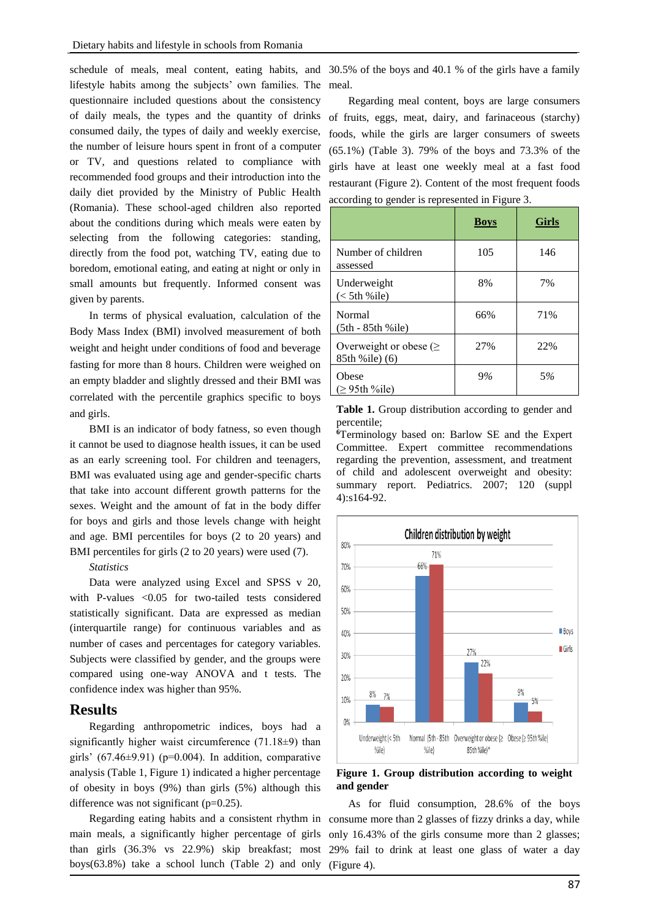schedule of meals, meal content, eating habits, and lifestyle habits among the subjects' own families. The questionnaire included questions about the consistency of daily meals, the types and the quantity of drinks consumed daily, the types of daily and weekly exercise, the number of leisure hours spent in front of a computer or TV, and questions related to compliance with recommended food groups and their introduction into the daily diet provided by the Ministry of Public Health (Romania). These school-aged children also reported about the conditions during which meals were eaten by selecting from the following categories: standing, directly from the food pot, watching TV, eating due to boredom, emotional eating, and eating at night or only in small amounts but frequently. Informed consent was given by parents.

In terms of physical evaluation, calculation of the Body Mass Index (BMI) involved measurement of both weight and height under conditions of food and beverage fasting for more than 8 hours. Children were weighed on an empty bladder and slightly dressed and their BMI was correlated with the percentile graphics specific to boys and girls.

BMI is an indicator of body fatness, so even though it cannot be used to diagnose health issues, it can be used as an early screening tool. For children and teenagers, BMI was evaluated using age and gender-specific charts that take into account different growth patterns for the sexes. Weight and the amount of fat in the body differ for boys and girls and those levels change with height and age. BMI percentiles for boys (2 to 20 years) and BMI percentiles for girls (2 to 20 years) were used (7).

*Statistics*

Data were analyzed using Excel and SPSS v 20, with P-values <0.05 for two-tailed tests considered statistically significant. Data are expressed as median (interquartile range) for continuous variables and as number of cases and percentages for category variables. Subjects were classified by gender, and the groups were compared using one-way ANOVA and t tests. The confidence index was higher than 95%.

## Results

Regarding anthropometric indices, boys had a significantly higher waist circumference (71.18±9) than girls' (67.46±9.91) (p=0.004). In addition, comparative analysis (Table 1, Figure 1) indicated a higher percentage of obesity in boys (9%) than girls (5%) although this difference was not significant (p=0.25).

Regarding eating habits and a consistent rhythm in main meals, a significantly higher percentage of girls than girls (36.3% vs 22.9%) skip breakfast; most boys(63.8%) take a school lunch (Table 2) and only 30.5% of the boys and 40.1 % of the girls have a family meal.

Regarding meal content, boys are large consumers of fruits, eggs, meat, dairy, and farinaceous (starchy) foods, while the girls are larger consumers of sweets (65.1%) (Table 3). 79% of the boys and 73.3% of the girls have at least one weekly meal at a fast food restaurant (Figure 2). Content of the most frequent foods according to gender is represented in Figure 3.

| | **Boys** | **Girls** |
|---|---|---|
| Number of children assessed | 105 | 146 |
| Underweight (< 5th %ile) | 8% | 7% |
| Normal (5th - 85th %ile) | 66% | 71% |
| Overweight or obese (≥ 85th %ile) (6) | 27% | 22% |
| Obese (≥ 95th %ile) | 9% | 5% |

**Table 1.** Group distribution according to gender and percentile;
**[6]**Terminology based on: Barlow SE and the Expert Committee. Expert committee recommendations regarding the prevention, assessment, and treatment of child and adolescent overweight and obesity: summary report. Pediatrics. 2007; 120 (suppl 4):s164-92.

**Figure 1. Group distribution according to weight and gender**

As for fluid consumption, 28.6% of the boys consume more than 2 glasses of fizzy drinks a day, while only 16.43% of the girls consume more than 2 glasses; 29% fail to drink at least one glass of water a day (Figure 4).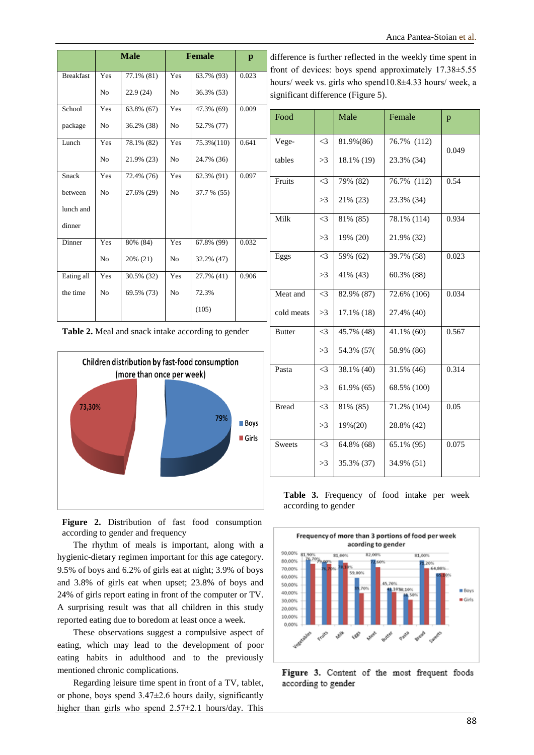| | Male | | Female | | p |
|---|---|---|---|---|---|
| Breakfast | Yes | 77.1% (81) | Yes | 63.7% (93) | 0.023 |
| | No | 22.9 (24) | No | 36.3% (53) | |
| School package | Yes | 63.8% (67) | Yes | 47.3% (69) | 0.009 |
| | No | 36.2% (38) | No | 52.7% (77) | |
| Lunch | Yes | 78.1% (82) | Yes | 75.3%(110) | 0.641 |
| | No | 21.9% (23) | No | 24.7% (36) | |
| Snack between lunch and dinner | Yes | 72.4% (76) | Yes | 62.3% (91) | 0.097 |
| | No | 27.6% (29) | No | 37.7 % (55) | |
| Dinner | Yes | 80% (84) | Yes | 67.8% (99) | 0.032 |
| | No | 20% (21) | No | 32.2% (47) | |
| Eating all the time | Yes | 30.5% (32) | Yes | 27.7% (41) | 0.906 |
| | No | 69.5% (73) | No | 72.3% (105) | |

**Table 2.** Meal and snack intake according to gender

**Figure 2.** Distribution of fast food consumption according to gender and frequency

The rhythm of meals is important, along with a hygienic-dietary regimen important for this age category. 9.5% of boys and 6.2% of girls eat at night; 3.9% of boys and 3.8% of girls eat when upset; 23.8% of boys and 24% of girls report eating in front of the computer or TV. A surprising result was that all children in this study reported eating due to boredom at least once a week.

These observations suggest a compulsive aspect of eating, which may lead to the development of poor eating habits in adulthood and to the previously mentioned chronic complications.

Regarding leisure time spent in front of a TV, tablet, or phone, boys spend 3.47±2.6 hours daily, significantly higher than girls who spend 2.57±2.1 hours/day. This difference is further reflected in the weekly time spent in front of devices: boys spend approximately 17.38±5.55 hours/ week vs. girls who spend10.8±4.33 hours/ week, a significant difference (Figure 5).

| Food | | Male | Female | p |
|---|---|---|---|---|
| Vege-tables | <3 | 81.9%(86) | 76.7% (112) | 0.049 |
| | >3 | 18.1% (19) | 23.3% (34) | |
| Fruits | <3 | 79% (82) | 76.7% (112) | 0.54 |
| | >3 | 21% (23) | 23.3% (34) | |
| Milk | <3 | 81% (85) | 78.1% (114) | 0.934 |
| | >3 | 19% (20) | 21.9% (32) | |
| Eggs | <3 | 59% (62) | 39.7% (58) | 0.023 |
| | >3 | 41% (43) | 60.3% (88) | |
| Meat and cold meats | <3 | 82.9% (87) | 72.6% (106) | 0.034 |
| | >3 | 17.1% (18) | 27.4% (40) | |
| Butter | <3 | 45.7% (48) | 41.1% (60) | 0.567 |
| | >3 | 54.3% (57( | 58.9% (86) | |
| Pasta | <3 | 38.1% (40) | 31.5% (46) | 0.314 |
| | >3 | 61.9% (65) | 68.5% (100) | |
| Bread | <3 | 81% (85) | 71.2% (104) | 0.05 |
| | >3 | 19%(20) | 28.8% (42) | |
| Sweets | <3 | 64.8% (68) | 65.1% (95) | 0.075 |
| | >3 | 35.3% (37) | 34.9% (51) | |

**Table 3.** Frequency of food intake per week according to gender

**Figure 3.** Content of the most frequent foods according to gender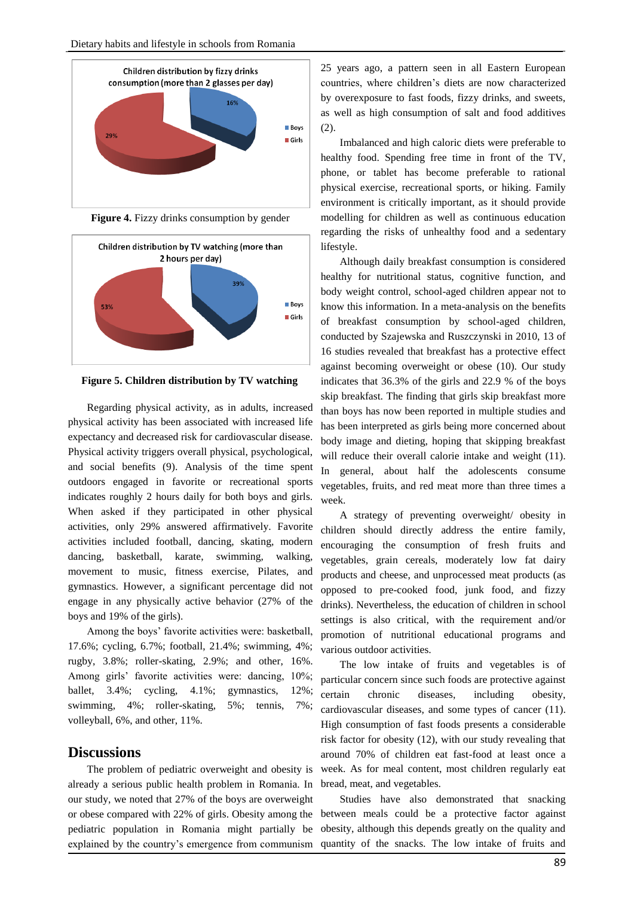Children distribution by fizzy drinks consumption (more than 2 glasses per day)

Boys 16%, Girls 29%

**Figure 4.** Fizzy drinks consumption by gender

Children distribution by TV watching (more than 2 hours per day)

Boys 39%, Girls 53%

**Figure 5. Children distribution by TV watching**

Regarding physical activity, as in adults, increased physical activity has been associated with increased life expectancy and decreased risk for cardiovascular disease. Physical activity triggers overall physical, psychological, and social benefits (9). Analysis of the time spent outdoors engaged in favorite or recreational sports indicates roughly 2 hours daily for both boys and girls. When asked if they participated in other physical activities, only 29% answered affirmatively. Favorite activities included football, dancing, skating, modern dancing, basketball, karate, swimming, walking, movement to music, fitness exercise, Pilates, and gymnastics. However, a significant percentage did not engage in any physically active behavior (27% of the boys and 19% of the girls).

Among the boys' favorite activities were: basketball, 17.6%; cycling, 6.7%; football, 21.4%; swimming, 4%; rugby, 3.8%; roller-skating, 2.9%; and other, 16%. Among girls' favorite activities were: dancing, 10%; ballet, 3.4%; cycling, 4.1%; gymnastics, 12%; swimming, 4%; roller-skating, 5%; tennis, 7%; volleyball, 6%, and other, 11%.

## Discussions

The problem of pediatric overweight and obesity is already a serious public health problem in Romania. In our study, we noted that 27% of the boys are overweight or obese compared with 22% of girls. Obesity among the pediatric population in Romania might partially be explained by the country's emergence from communism 25 years ago, a pattern seen in all Eastern European countries, where children's diets are now characterized by overexposure to fast foods, fizzy drinks, and sweets, as well as high consumption of salt and food additives (2).

Imbalanced and high caloric diets were preferable to healthy food. Spending free time in front of the TV, phone, or tablet has become preferable to rational physical exercise, recreational sports, or hiking. Family environment is critically important, as it should provide modelling for children as well as continuous education regarding the risks of unhealthy food and a sedentary lifestyle.

Although daily breakfast consumption is considered healthy for nutritional status, cognitive function, and body weight control, school-aged children appear not to know this information. In a meta-analysis on the benefits of breakfast consumption by school-aged children, conducted by Szajewska and Ruszczynski in 2010, 13 of 16 studies revealed that breakfast has a protective effect against becoming overweight or obese (10). Our study indicates that 36.3% of the girls and 22.9 % of the boys skip breakfast. The finding that girls skip breakfast more than boys has now been reported in multiple studies and has been interpreted as girls being more concerned about body image and dieting, hoping that skipping breakfast will reduce their overall calorie intake and weight (11). In general, about half the adolescents consume vegetables, fruits, and red meat more than three times a week.

A strategy of preventing overweight/ obesity in children should directly address the entire family, encouraging the consumption of fresh fruits and vegetables, grain cereals, moderately low fat dairy products and cheese, and unprocessed meat products (as opposed to pre-cooked food, junk food, and fizzy drinks). Nevertheless, the education of children in school settings is also critical, with the requirement and/or promotion of nutritional educational programs and various outdoor activities.

The low intake of fruits and vegetables is of particular concern since such foods are protective against certain chronic diseases, including obesity, cardiovascular diseases, and some types of cancer (11). High consumption of fast foods presents a considerable risk factor for obesity (12), with our study revealing that around 70% of children eat fast-food at least once a week. As for meal content, most children regularly eat bread, meat, and vegetables.

Studies have also demonstrated that snacking between meals could be a protective factor against obesity, although this depends greatly on the quality and quantity of the snacks. The low intake of fruits and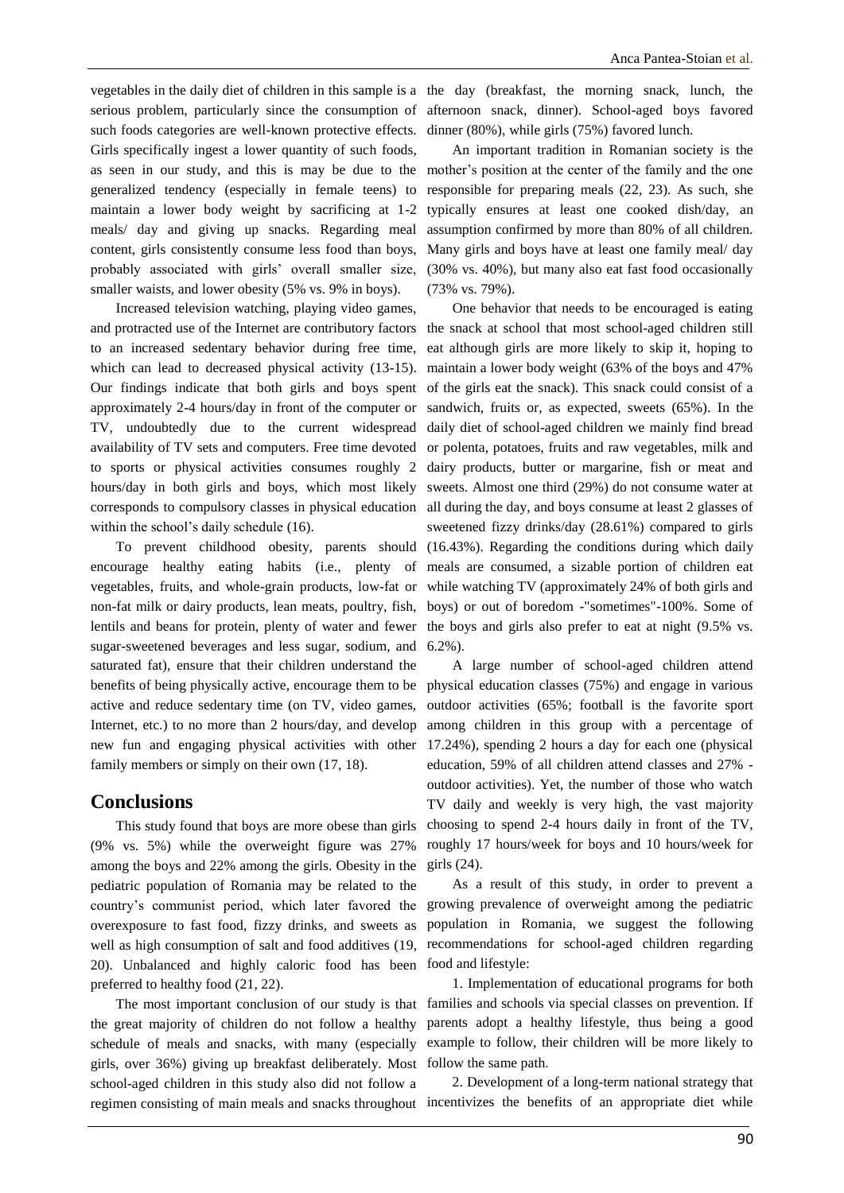vegetables in the daily diet of children in this sample is a serious problem, particularly since the consumption of such foods categories are well-known protective effects. Girls specifically ingest a lower quantity of such foods, as seen in our study, and this is may be due to the generalized tendency (especially in female teens) to maintain a lower body weight by sacrificing at 1-2 meals/ day and giving up snacks. Regarding meal content, girls consistently consume less food than boys, probably associated with girls' overall smaller size, smaller waists, and lower obesity (5% vs. 9% in boys).

Increased television watching, playing video games, and protracted use of the Internet are contributory factors to an increased sedentary behavior during free time, which can lead to decreased physical activity (13-15). Our findings indicate that both girls and boys spent approximately 2-4 hours/day in front of the computer or TV, undoubtedly due to the current widespread availability of TV sets and computers. Free time devoted to sports or physical activities consumes roughly 2 hours/day in both girls and boys, which most likely corresponds to compulsory classes in physical education within the school's daily schedule (16).

To prevent childhood obesity, parents should encourage healthy eating habits (i.e., plenty of vegetables, fruits, and whole-grain products, low-fat or non-fat milk or dairy products, lean meats, poultry, fish, lentils and beans for protein, plenty of water and fewer sugar-sweetened beverages and less sugar, sodium, and saturated fat), ensure that their children understand the benefits of being physically active, encourage them to be active and reduce sedentary time (on TV, video games, Internet, etc.) to no more than 2 hours/day, and develop new fun and engaging physical activities with other family members or simply on their own (17, 18).

## Conclusions

This study found that boys are more obese than girls (9% vs. 5%) while the overweight figure was 27% among the boys and 22% among the girls. Obesity in the pediatric population of Romania may be related to the country's communist period, which later favored the overexposure to fast food, fizzy drinks, and sweets as well as high consumption of salt and food additives (19, 20). Unbalanced and highly caloric food has been preferred to healthy food (21, 22).

The most important conclusion of our study is that the great majority of children do not follow a healthy schedule of meals and snacks, with many (especially girls, over 36%) giving up breakfast deliberately. Most school-aged children in this study also did not follow a regimen consisting of main meals and snacks throughout the day (breakfast, the morning snack, lunch, the afternoon snack, dinner). School-aged boys favored dinner (80%), while girls (75%) favored lunch.

An important tradition in Romanian society is the mother's position at the center of the family and the one responsible for preparing meals (22, 23). As such, she typically ensures at least one cooked dish/day, an assumption confirmed by more than 80% of all children. Many girls and boys have at least one family meal/ day (30% vs. 40%), but many also eat fast food occasionally (73% vs. 79%).

One behavior that needs to be encouraged is eating the snack at school that most school-aged children still eat although girls are more likely to skip it, hoping to maintain a lower body weight (63% of the boys and 47% of the girls eat the snack). This snack could consist of a sandwich, fruits or, as expected, sweets (65%). In the daily diet of school-aged children we mainly find bread or polenta, potatoes, fruits and raw vegetables, milk and dairy products, butter or margarine, fish or meat and sweets. Almost one third (29%) do not consume water at all during the day, and boys consume at least 2 glasses of sweetened fizzy drinks/day (28.61%) compared to girls (16.43%). Regarding the conditions during which daily meals are consumed, a sizable portion of children eat while watching TV (approximately 24% of both girls and boys) or out of boredom -"sometimes"-100%. Some of the boys and girls also prefer to eat at night (9.5% vs. 6.2%).

A large number of school-aged children attend physical education classes (75%) and engage in various outdoor activities (65%; football is the favorite sport among children in this group with a percentage of 17.24%), spending 2 hours a day for each one (physical education, 59% of all children attend classes and 27% - outdoor activities). Yet, the number of those who watch TV daily and weekly is very high, the vast majority choosing to spend 2-4 hours daily in front of the TV, roughly 17 hours/week for boys and 10 hours/week for girls (24).

As a result of this study, in order to prevent a growing prevalence of overweight among the pediatric population in Romania, we suggest the following recommendations for school-aged children regarding food and lifestyle:

1. Implementation of educational programs for both families and schools via special classes on prevention. If parents adopt a healthy lifestyle, thus being a good example to follow, their children will be more likely to follow the same path.

2. Development of a long-term national strategy that incentivizes the benefits of an appropriate diet while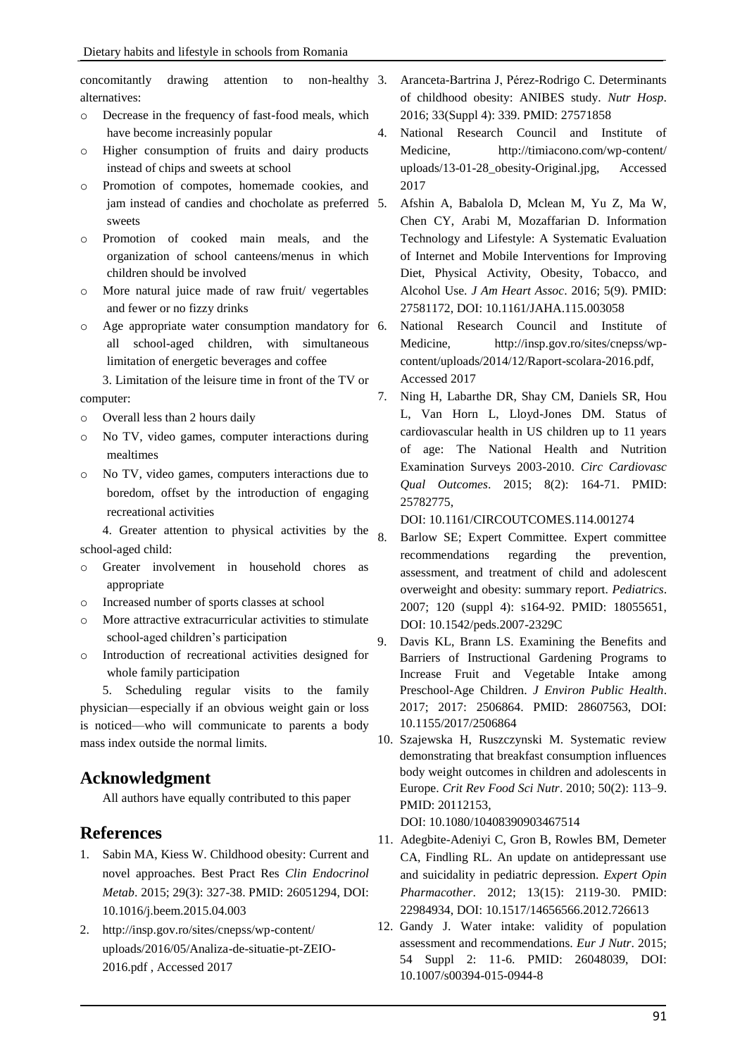concomitantly drawing attention to non-healthy alternatives:

- o Decrease in the frequency of fast-food meals, which have become increasinly popular
- o Higher consumption of fruits and dairy products instead of chips and sweets at school
- o Promotion of compotes, homemade cookies, and jam instead of candies and chocholate as preferred sweets
- o Promotion of cooked main meals, and the organization of school canteens/menus in which children should be involved
- o More natural juice made of raw fruit/ vegertables and fewer or no fizzy drinks
- o Age appropriate water consumption mandatory for all school-aged children, with simultaneous limitation of energetic beverages and coffee

3. Limitation of the leisure time in front of the TV or computer:

- o Overall less than 2 hours daily
- o No TV, video games, computer interactions during mealtimes
- o No TV, video games, computers interactions due to boredom, offset by the introduction of engaging recreational activities

4. Greater attention to physical activities by the school-aged child:

- o Greater involvement in household chores as appropriate
- o Increased number of sports classes at school
- o More attractive extracurricular activities to stimulate school-aged children's participation
- o Introduction of recreational activities designed for whole family participation

5. Scheduling regular visits to the family physician—especially if an obvious weight gain or loss is noticed—who will communicate to parents a body mass index outside the normal limits.

## Acknowledgment

All authors have equally contributed to this paper

## References

1. Sabin MA, Kiess W. Childhood obesity: Current and novel approaches. Best Pract Res *Clin Endocrinol Metab*. 2015; 29(3): 327-38. PMID: 26051294, DOI: 10.1016/j.beem.2015.04.003
2. http://insp.gov.ro/sites/cnepss/wp-content/uploads/2016/05/Analiza-de-situatie-pt-ZEIO-2016.pdf , Accessed 2017
3. Aranceta-Bartrina J, Pérez-Rodrigo C. Determinants of childhood obesity: ANIBES study. *Nutr Hosp*. 2016; 33(Suppl 4): 339. PMID: 27571858
4. National Research Council and Institute of Medicine, http://timiacono.com/wp-content/uploads/13-01-28_obesity-Original.jpg, Accessed 2017
5. Afshin A, Babalola D, Mclean M, Yu Z, Ma W, Chen CY, Arabi M, Mozaffarian D. Information Technology and Lifestyle: A Systematic Evaluation of Internet and Mobile Interventions for Improving Diet, Physical Activity, Obesity, Tobacco, and Alcohol Use. *J Am Heart Assoc*. 2016; 5(9). PMID: 27581172, DOI: 10.1161/JAHA.115.003058
6. National Research Council and Institute of Medicine, http://insp.gov.ro/sites/cnepss/wp-content/uploads/2014/12/Raport-scolara-2016.pdf, Accessed 2017
7. Ning H, Labarthe DR, Shay CM, Daniels SR, Hou L, Van Horn L, Lloyd-Jones DM. Status of cardiovascular health in US children up to 11 years of age: The National Health and Nutrition Examination Surveys 2003-2010. *Circ Cardiovasc Qual Outcomes*. 2015; 8(2): 164-71. PMID: 25782775, DOI: 10.1161/CIRCOUTCOMES.114.001274
8. Barlow SE; Expert Committee. Expert committee recommendations regarding the prevention, assessment, and treatment of child and adolescent overweight and obesity: summary report. *Pediatrics*. 2007; 120 (suppl 4): s164-92. PMID: 18055651, DOI: 10.1542/peds.2007-2329C
9. Davis KL, Brann LS. Examining the Benefits and Barriers of Instructional Gardening Programs to Increase Fruit and Vegetable Intake among Preschool-Age Children. *J Environ Public Health*. 2017; 2017: 2506864. PMID: 28607563, DOI: 10.1155/2017/2506864
10. Szajewska H, Ruszczynski M. Systematic review demonstrating that breakfast consumption influences body weight outcomes in children and adolescents in Europe. *Crit Rev Food Sci Nutr*. 2010; 50(2): 113–9. PMID: 20112153, DOI: 10.1080/10408390903467514
11. Adegbite-Adeniyi C, Gron B, Rowles BM, Demeter CA, Findling RL. An update on antidepressant use and suicidality in pediatric depression. *Expert Opin Pharmacother*. 2012; 13(15): 2119-30. PMID: 22984934, DOI: 10.1517/14656566.2012.726613
12. Gandy J. Water intake: validity of population assessment and recommendations. *Eur J Nutr*. 2015; 54 Suppl 2: 11-6. PMID: 26048039, DOI: 10.1007/s00394-015-0944-8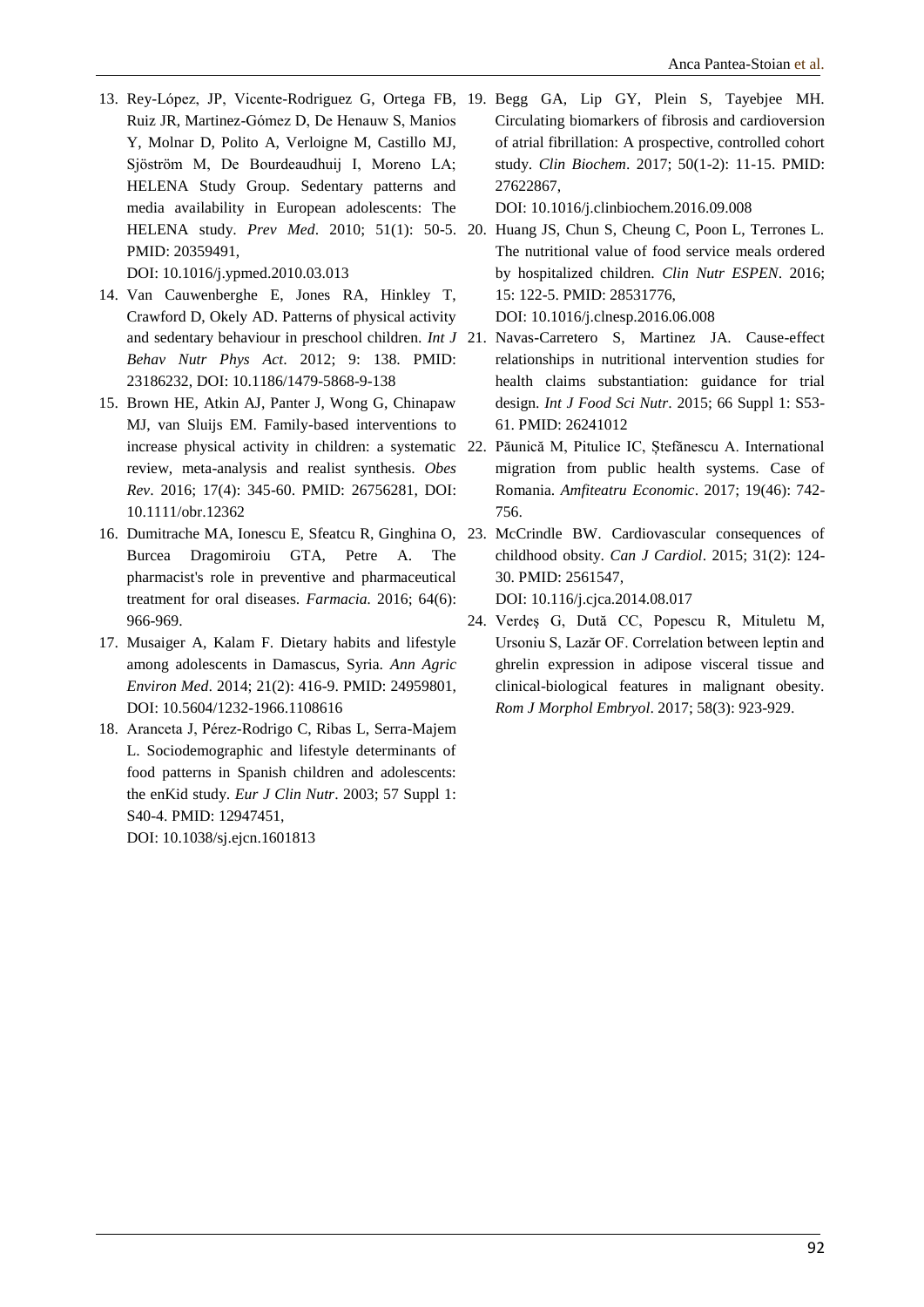13. Rey-López, JP, Vicente-Rodriguez G, Ortega FB, Ruiz JR, Martinez-Gómez D, De Henauw S, Manios Y, Molnar D, Polito A, Verloigne M, Castillo MJ, Sjöström M, De Bourdeaudhuij I, Moreno LA; HELENA Study Group. Sedentary patterns and media availability in European adolescents: The HELENA study. *Prev Med*. 2010; 51(1): 50-5. PMID: 20359491, DOI: 10.1016/j.ypmed.2010.03.013
14. Van Cauwenberghe E, Jones RA, Hinkley T, Crawford D, Okely AD. Patterns of physical activity and sedentary behaviour in preschool children. *Int J Behav Nutr Phys Act*. 2012; 9: 138. PMID: 23186232, DOI: 10.1186/1479-5868-9-138
15. Brown HE, Atkin AJ, Panter J, Wong G, Chinapaw MJ, van Sluijs EM. Family-based interventions to increase physical activity in children: a systematic review, meta-analysis and realist synthesis. *Obes Rev*. 2016; 17(4): 345-60. PMID: 26756281, DOI: 10.1111/obr.12362
16. Dumitrache MA, Ionescu E, Sfeatcu R, Ginghina O, Burcea Dragomiroiu GTA, Petre A. The pharmacist's role in preventive and pharmaceutical treatment for oral diseases. *Farmacia*. 2016; 64(6): 966-969.
17. Musaiger A, Kalam F. Dietary habits and lifestyle among adolescents in Damascus, Syria. *Ann Agric Environ Med*. 2014; 21(2): 416-9. PMID: 24959801, DOI: 10.5604/1232-1966.1108616
18. Aranceta J, Pérez-Rodrigo C, Ribas L, Serra-Majem L. Sociodemographic and lifestyle determinants of food patterns in Spanish children and adolescents: the enKid study. *Eur J Clin Nutr*. 2003; 57 Suppl 1: S40-4. PMID: 12947451, DOI: 10.1038/sj.ejcn.1601813
19. Begg GA, Lip GY, Plein S, Tayebjee MH. Circulating biomarkers of fibrosis and cardioversion of atrial fibrillation: A prospective, controlled cohort study. *Clin Biochem*. 2017; 50(1-2): 11-15. PMID: 27622867, DOI: 10.1016/j.clinbiochem.2016.09.008
20. Huang JS, Chun S, Cheung C, Poon L, Terrones L. The nutritional value of food service meals ordered by hospitalized children. *Clin Nutr ESPEN*. 2016; 15: 122-5. PMID: 28531776, DOI: 10.1016/j.clnesp.2016.06.008
21. Navas-Carretero S, Martinez JA. Cause-effect relationships in nutritional intervention studies for health claims substantiation: guidance for trial design. *Int J Food Sci Nutr*. 2015; 66 Suppl 1: S53-61. PMID: 26241012
22. Păunică M, Pitulice IC, Ştefănescu A. International migration from public health systems. Case of Romania. *Amfiteatru Economic*. 2017; 19(46): 742-756.
23. McCrindle BW. Cardiovascular consequences of childhood obsity. *Can J Cardiol*. 2015; 31(2): 124-30. PMID: 2561547, DOI: 10.116/j.cjca.2014.08.017
24. Verdeş G, Dută CC, Popescu R, Mituletu M, Ursoniu S, Lazăr OF. Correlation between leptin and ghrelin expression in adipose visceral tissue and clinical-biological features in malignant obesity. *Rom J Morphol Embryol*. 2017; 58(3): 923-929.